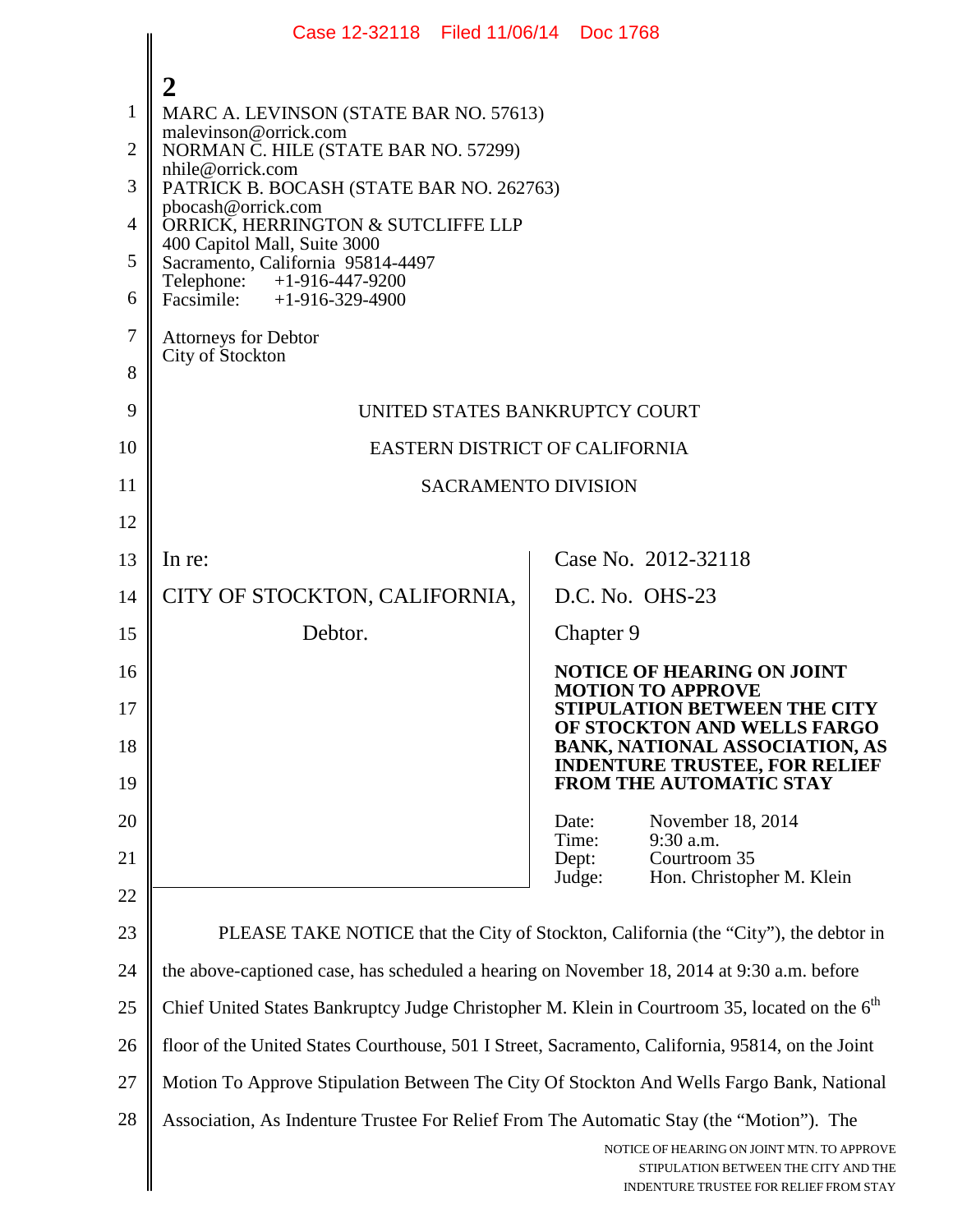MARC A. LEVINSON (STATE BAR NO. 57613)
malevinson@orrick.com
NORMAN C. HILE (STATE BAR NO. 57299)
nhile@orrick.com
PATRICK B. BOCASH (STATE BAR NO. 262763)
pbocash@orrick.com
ORRICK, HERRINGTON & SUTCLIFFE LLP
400 Capitol Mall, Suite 3000
Sacramento, California 95814-4497
Telephone: +1-916-447-9200
Facsimile: +1-916-329-4900

Attorneys for Debtor
City of Stockton

UNITED STATES BANKRUPTCY COURT

EASTERN DISTRICT OF CALIFORNIA

SACRAMENTO DIVISION

| | |
|---|---|
| In re:<br><br>CITY OF STOCKTON, CALIFORNIA,<br><br>Debtor. | Case No. 2012-32118<br><br>D.C. No. OHS-23<br><br>Chapter 9<br><br>**NOTICE OF HEARING ON JOINT MOTION TO APPROVE STIPULATION BETWEEN THE CITY OF STOCKTON AND WELLS FARGO BANK, NATIONAL ASSOCIATION, AS INDENTURE TRUSTEE, FOR RELIEF FROM THE AUTOMATIC STAY**<br><br>Date: November 18, 2014<br>Time: 9:30 a.m.<br>Dept: Courtroom 35<br>Judge: Hon. Christopher M. Klein |

PLEASE TAKE NOTICE that the City of Stockton, California (the "City"), the debtor in the above-captioned case, has scheduled a hearing on November 18, 2014 at 9:30 a.m. before Chief United States Bankruptcy Judge Christopher M. Klein in Courtroom 35, located on the 6th floor of the United States Courthouse, 501 I Street, Sacramento, California, 95814, on the Joint Motion To Approve Stipulation Between The City Of Stockton And Wells Fargo Bank, National Association, As Indenture Trustee For Relief From The Automatic Stay (the "Motion"). The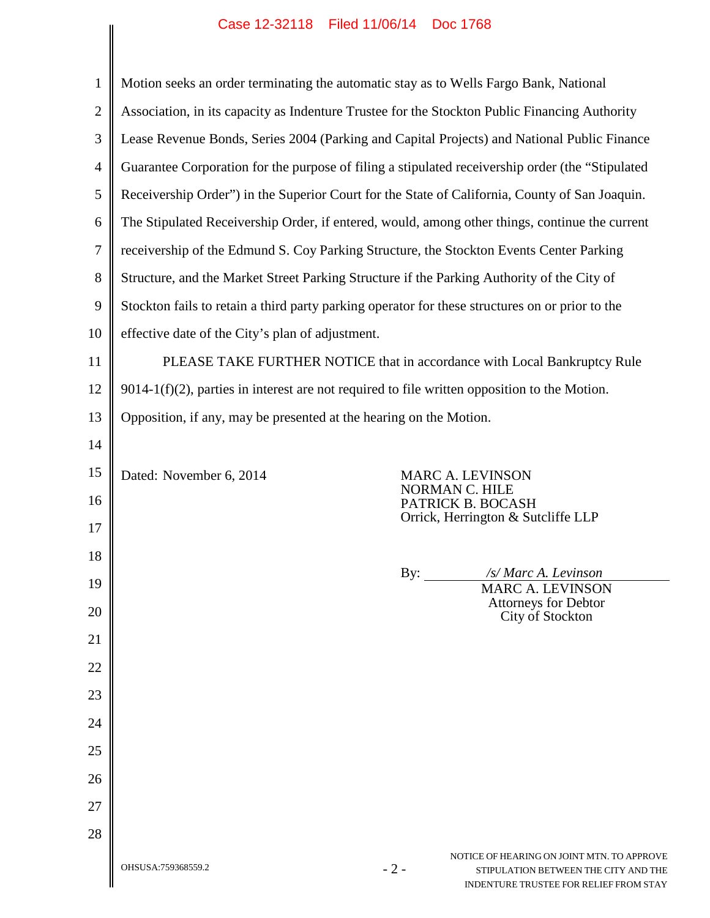Motion seeks an order terminating the automatic stay as to Wells Fargo Bank, National Association, in its capacity as Indenture Trustee for the Stockton Public Financing Authority Lease Revenue Bonds, Series 2004 (Parking and Capital Projects) and National Public Finance Guarantee Corporation for the purpose of filing a stipulated receivership order (the "Stipulated Receivership Order") in the Superior Court for the State of California, County of San Joaquin. The Stipulated Receivership Order, if entered, would, among other things, continue the current receivership of the Edmund S. Coy Parking Structure, the Stockton Events Center Parking Structure, and the Market Street Parking Structure if the Parking Authority of the City of Stockton fails to retain a third party parking operator for these structures on or prior to the effective date of the City's plan of adjustment.

PLEASE TAKE FURTHER NOTICE that in accordance with Local Bankruptcy Rule 9014-1(f)(2), parties in interest are not required to file written opposition to the Motion. Opposition, if any, may be presented at the hearing on the Motion.

Dated: November 6, 2014

MARC A. LEVINSON
NORMAN C. HILE
PATRICK B. BOCASH
Orrick, Herrington & Sutcliffe LLP

By: */s/ Marc A. Levinson*
MARC A. LEVINSON
Attorneys for Debtor
City of Stockton

OHSUSA:759368559.2

NOTICE OF HEARING ON JOINT MTN. TO APPROVE STIPULATION BETWEEN THE CITY AND THE INDENTURE TRUSTEE FOR RELIEF FROM STAY